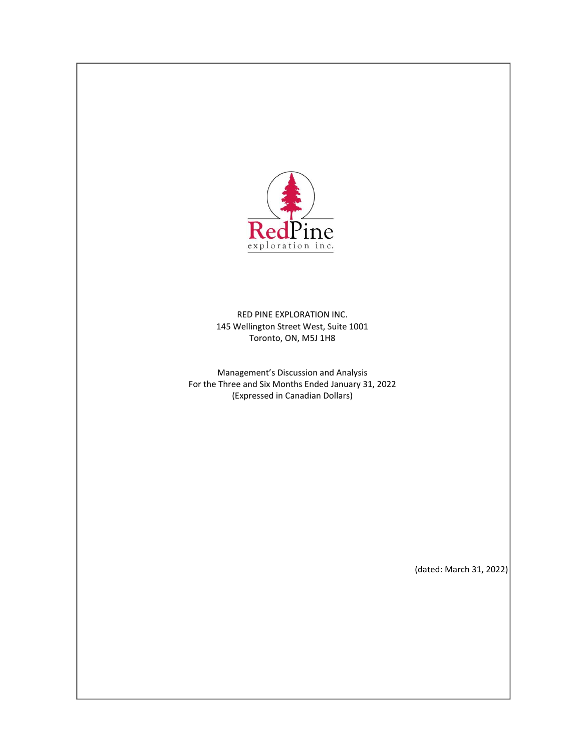RedPine exploration inc.

RED PINE EXPLORATION INC.
145 Wellington Street West, Suite 1001
Toronto, ON, M5J 1H8

Management's Discussion and Analysis
For the Three and Six Months Ended January 31, 2022
(Expressed in Canadian Dollars)

(dated: March 31, 2022)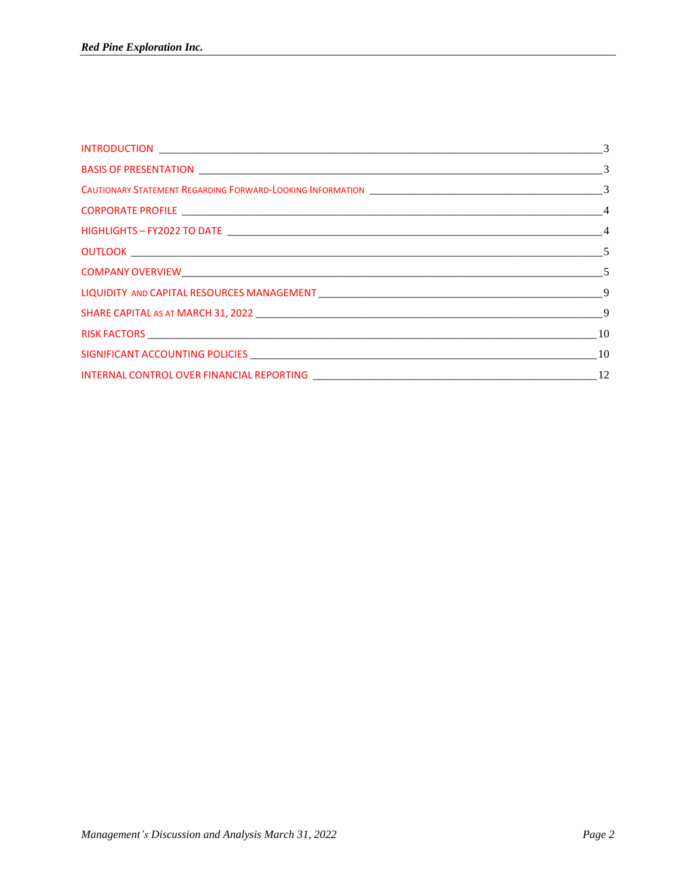| | |
|---|---|
| INTRODUCTION | 3 |
| BASIS OF PRESENTATION | 3 |
| CAUTIONARY STATEMENT REGARDING FORWARD-LOOKING INFORMATION | 3 |
| CORPORATE PROFILE | 4 |
| HIGHLIGHTS – FY2022 TO DATE | 4 |
| OUTLOOK | 5 |
| COMPANY OVERVIEW | 5 |
| LIQUIDITY AND CAPITAL RESOURCES MANAGEMENT | 9 |
| SHARE CAPITAL AS AT MARCH 31, 2022 | 9 |
| RISK FACTORS | 10 |
| SIGNIFICANT ACCOUNTING POLICIES | 10 |
| INTERNAL CONTROL OVER FINANCIAL REPORTING | 12 |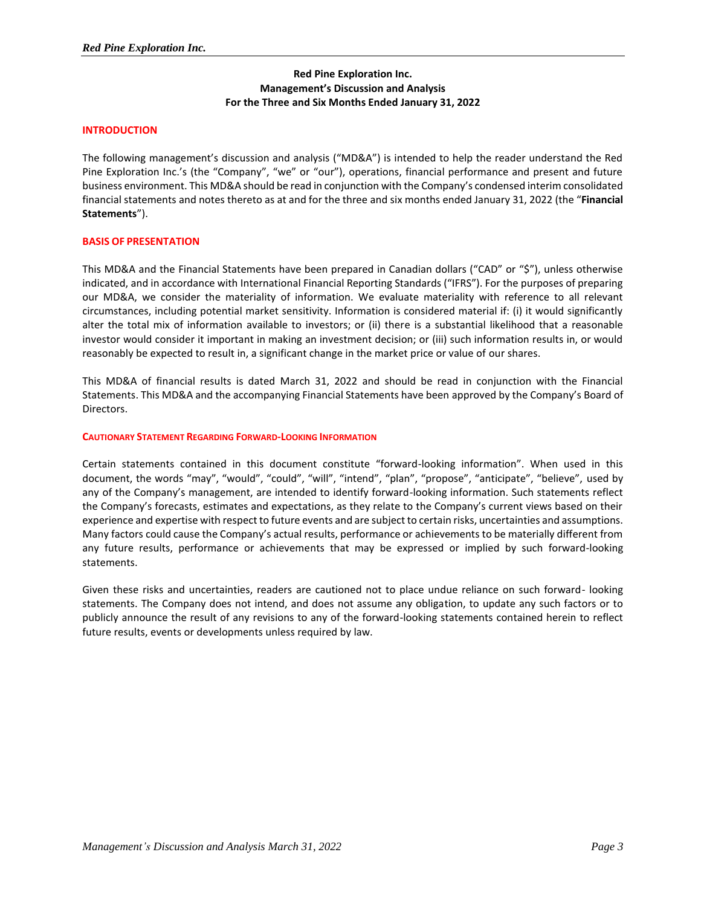**Red Pine Exploration Inc.**
**Management's Discussion and Analysis**
**For the Three and Six Months Ended January 31, 2022**

## INTRODUCTION

The following management's discussion and analysis ("MD&A") is intended to help the reader understand the Red Pine Exploration Inc.'s (the "Company", "we" or "our"), operations, financial performance and present and future business environment. This MD&A should be read in conjunction with the Company's condensed interim consolidated financial statements and notes thereto as at and for the three and six months ended January 31, 2022 (the "**Financial Statements**").

## BASIS OF PRESENTATION

This MD&A and the Financial Statements have been prepared in Canadian dollars ("CAD" or "$"), unless otherwise indicated, and in accordance with International Financial Reporting Standards ("IFRS"). For the purposes of preparing our MD&A, we consider the materiality of information. We evaluate materiality with reference to all relevant circumstances, including potential market sensitivity. Information is considered material if: (i) it would significantly alter the total mix of information available to investors; or (ii) there is a substantial likelihood that a reasonable investor would consider it important in making an investment decision; or (iii) such information results in, or would reasonably be expected to result in, a significant change in the market price or value of our shares.

This MD&A of financial results is dated March 31, 2022 and should be read in conjunction with the Financial Statements. This MD&A and the accompanying Financial Statements have been approved by the Company's Board of Directors.

### CAUTIONARY STATEMENT REGARDING FORWARD-LOOKING INFORMATION

Certain statements contained in this document constitute "forward-looking information". When used in this document, the words "may", "would", "could", "will", "intend", "plan", "propose", "anticipate", "believe", used by any of the Company's management, are intended to identify forward-looking information. Such statements reflect the Company's forecasts, estimates and expectations, as they relate to the Company's current views based on their experience and expertise with respect to future events and are subject to certain risks, uncertainties and assumptions. Many factors could cause the Company's actual results, performance or achievements to be materially different from any future results, performance or achievements that may be expressed or implied by such forward-looking statements.

Given these risks and uncertainties, readers are cautioned not to place undue reliance on such forward- looking statements. The Company does not intend, and does not assume any obligation, to update any such factors or to publicly announce the result of any revisions to any of the forward-looking statements contained herein to reflect future results, events or developments unless required by law.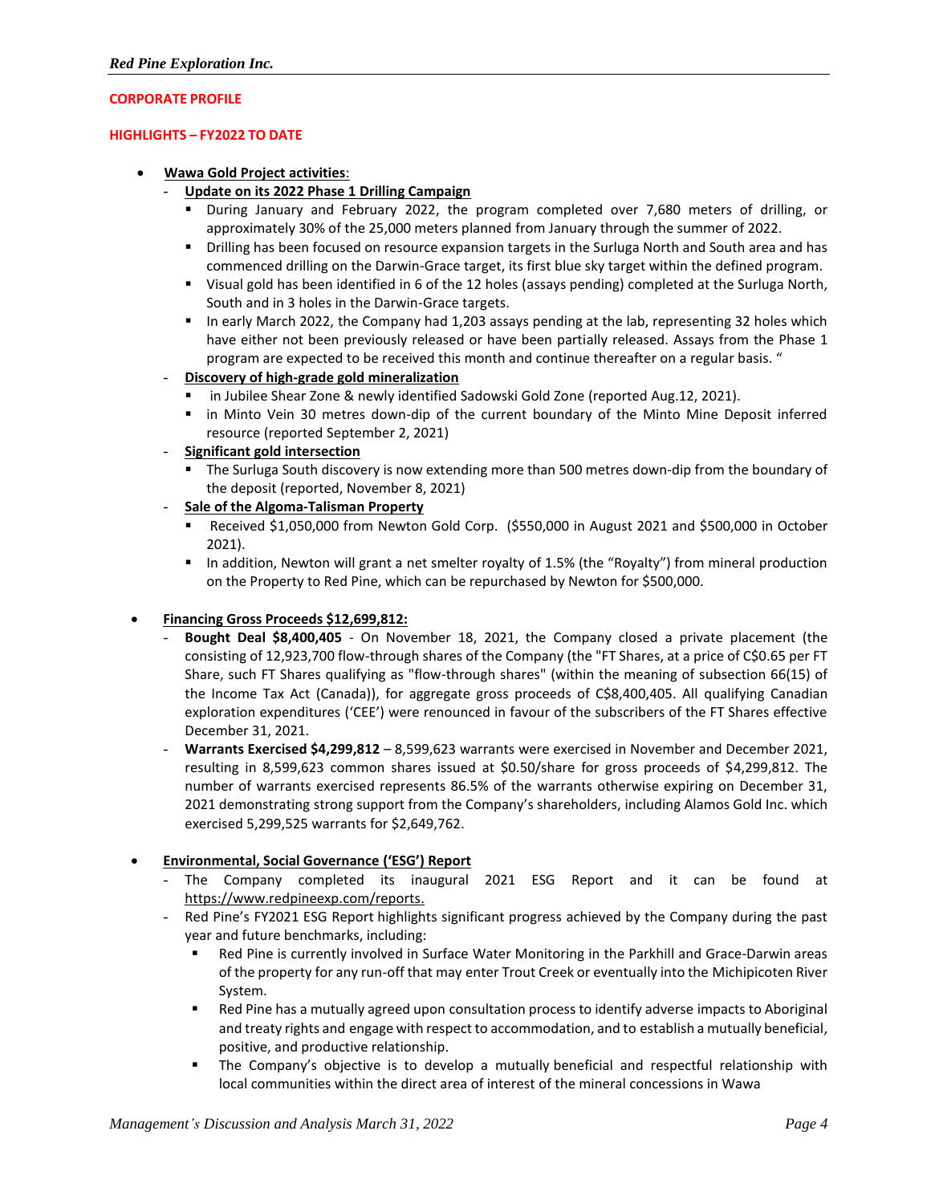## CORPORATE PROFILE

### HIGHLIGHTS – FY2022 TO DATE

- **Wawa Gold Project activities**:
  - **Update on its 2022 Phase 1 Drilling Campaign**
    - During January and February 2022, the program completed over 7,680 meters of drilling, or approximately 30% of the 25,000 meters planned from January through the summer of 2022.
    - Drilling has been focused on resource expansion targets in the Surluga North and South area and has commenced drilling on the Darwin-Grace target, its first blue sky target within the defined program.
    - Visual gold has been identified in 6 of the 12 holes (assays pending) completed at the Surluga North, South and in 3 holes in the Darwin-Grace targets.
    - In early March 2022, the Company had 1,203 assays pending at the lab, representing 32 holes which have either not been previously released or have been partially released. Assays from the Phase 1 program are expected to be received this month and continue thereafter on a regular basis. "
  - **Discovery of high-grade gold mineralization**
    - in Jubilee Shear Zone & newly identified Sadowski Gold Zone (reported Aug.12, 2021).
    - in Minto Vein 30 metres down-dip of the current boundary of the Minto Mine Deposit inferred resource (reported September 2, 2021)
  - **Significant gold intersection**
    - The Surluga South discovery is now extending more than 500 metres down-dip from the boundary of the deposit (reported, November 8, 2021)
  - **Sale of the Algoma-Talisman Property**
    - Received $1,050,000 from Newton Gold Corp. ($550,000 in August 2021 and $500,000 in October 2021).
    - In addition, Newton will grant a net smelter royalty of 1.5% (the "Royalty") from mineral production on the Property to Red Pine, which can be repurchased by Newton for $500,000.

- **Financing Gross Proceeds $12,699,812:**
  - **Bought Deal $8,400,405** - On November 18, 2021, the Company closed a private placement (the consisting of 12,923,700 flow-through shares of the Company (the "FT Shares, at a price of C$0.65 per FT Share, such FT Shares qualifying as "flow-through shares" (within the meaning of subsection 66(15) of the Income Tax Act (Canada)), for aggregate gross proceeds of C$8,400,405. All qualifying Canadian exploration expenditures ('CEE') were renounced in favour of the subscribers of the FT Shares effective December 31, 2021.
  - **Warrants Exercised $4,299,812** – 8,599,623 warrants were exercised in November and December 2021, resulting in 8,599,623 common shares issued at $0.50/share for gross proceeds of $4,299,812. The number of warrants exercised represents 86.5% of the warrants otherwise expiring on December 31, 2021 demonstrating strong support from the Company's shareholders, including Alamos Gold Inc. which exercised 5,299,525 warrants for $2,649,762.

- **Environmental, Social Governance ('ESG') Report**
  - The Company completed its inaugural 2021 ESG Report and it can be found at https://www.redpineexp.com/reports.
  - Red Pine's FY2021 ESG Report highlights significant progress achieved by the Company during the past year and future benchmarks, including:
    - Red Pine is currently involved in Surface Water Monitoring in the Parkhill and Grace-Darwin areas of the property for any run-off that may enter Trout Creek or eventually into the Michipicoten River System.
    - Red Pine has a mutually agreed upon consultation process to identify adverse impacts to Aboriginal and treaty rights and engage with respect to accommodation, and to establish a mutually beneficial, positive, and productive relationship.
    - The Company's objective is to develop a mutually beneficial and respectful relationship with local communities within the direct area of interest of the mineral concessions in Wawa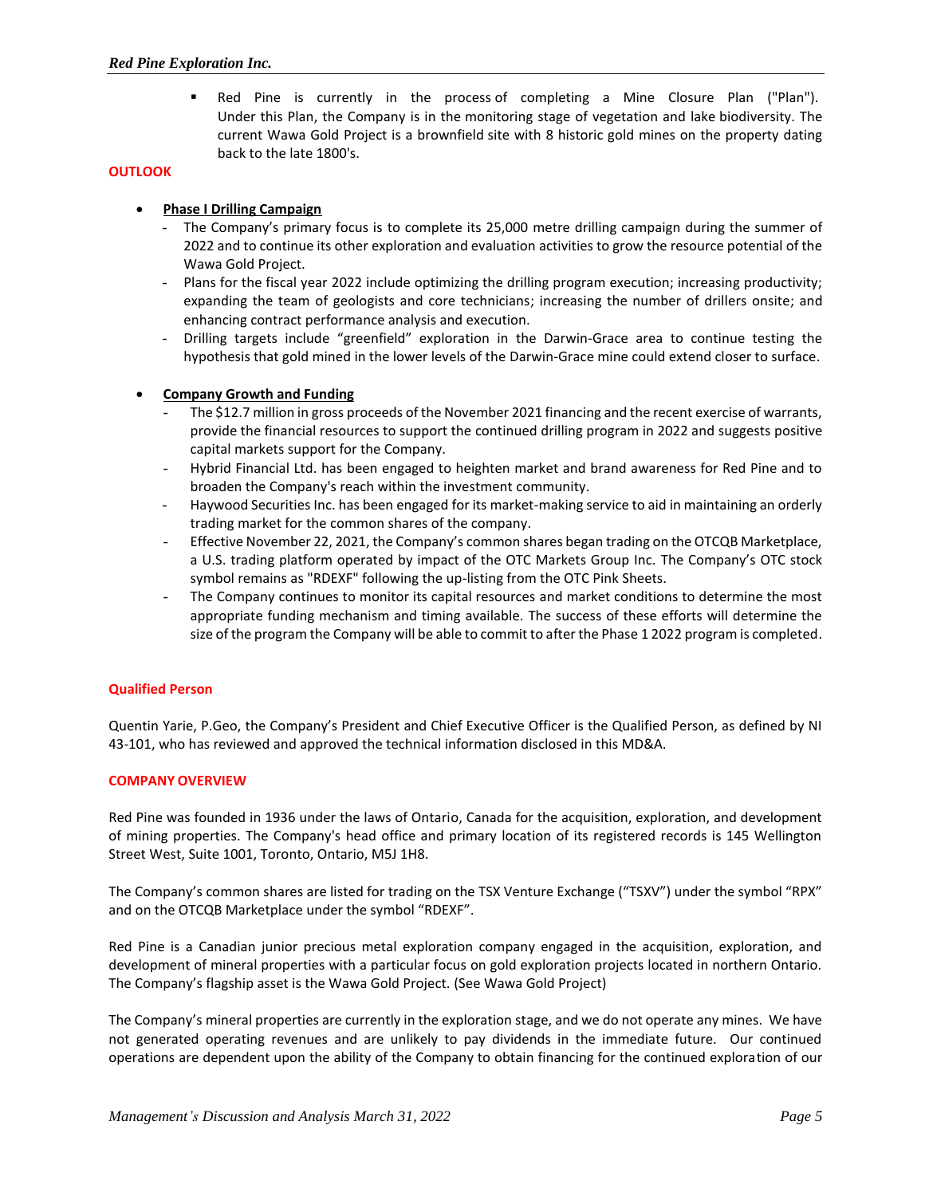- Red Pine is currently in the process of completing a Mine Closure Plan ("Plan"). Under this Plan, the Company is in the monitoring stage of vegetation and lake biodiversity. The current Wawa Gold Project is a brownfield site with 8 historic gold mines on the property dating back to the late 1800's.

## OUTLOOK

- **Phase I Drilling Campaign**
  - The Company's primary focus is to complete its 25,000 metre drilling campaign during the summer of 2022 and to continue its other exploration and evaluation activities to grow the resource potential of the Wawa Gold Project.
  - Plans for the fiscal year 2022 include optimizing the drilling program execution; increasing productivity; expanding the team of geologists and core technicians; increasing the number of drillers onsite; and enhancing contract performance analysis and execution.
  - Drilling targets include "greenfield" exploration in the Darwin-Grace area to continue testing the hypothesis that gold mined in the lower levels of the Darwin-Grace mine could extend closer to surface.

- **Company Growth and Funding**
  - The $12.7 million in gross proceeds of the November 2021 financing and the recent exercise of warrants, provide the financial resources to support the continued drilling program in 2022 and suggests positive capital markets support for the Company.
  - Hybrid Financial Ltd. has been engaged to heighten market and brand awareness for Red Pine and to broaden the Company's reach within the investment community.
  - Haywood Securities Inc. has been engaged for its market-making service to aid in maintaining an orderly trading market for the common shares of the company.
  - Effective November 22, 2021, the Company's common shares began trading on the OTCQB Marketplace, a U.S. trading platform operated by impact of the OTC Markets Group Inc. The Company's OTC stock symbol remains as "RDEXF" following the up-listing from the OTC Pink Sheets.
  - The Company continues to monitor its capital resources and market conditions to determine the most appropriate funding mechanism and timing available. The success of these efforts will determine the size of the program the Company will be able to commit to after the Phase 1 2022 program is completed.

## Qualified Person

Quentin Yarie, P.Geo, the Company's President and Chief Executive Officer is the Qualified Person, as defined by NI 43-101, who has reviewed and approved the technical information disclosed in this MD&A.

## COMPANY OVERVIEW

Red Pine was founded in 1936 under the laws of Ontario, Canada for the acquisition, exploration, and development of mining properties. The Company's head office and primary location of its registered records is 145 Wellington Street West, Suite 1001, Toronto, Ontario, M5J 1H8.

The Company's common shares are listed for trading on the TSX Venture Exchange ("TSXV") under the symbol "RPX" and on the OTCQB Marketplace under the symbol "RDEXF".

Red Pine is a Canadian junior precious metal exploration company engaged in the acquisition, exploration, and development of mineral properties with a particular focus on gold exploration projects located in northern Ontario. The Company's flagship asset is the Wawa Gold Project. (See Wawa Gold Project)

The Company's mineral properties are currently in the exploration stage, and we do not operate any mines. We have not generated operating revenues and are unlikely to pay dividends in the immediate future. Our continued operations are dependent upon the ability of the Company to obtain financing for the continued exploration of our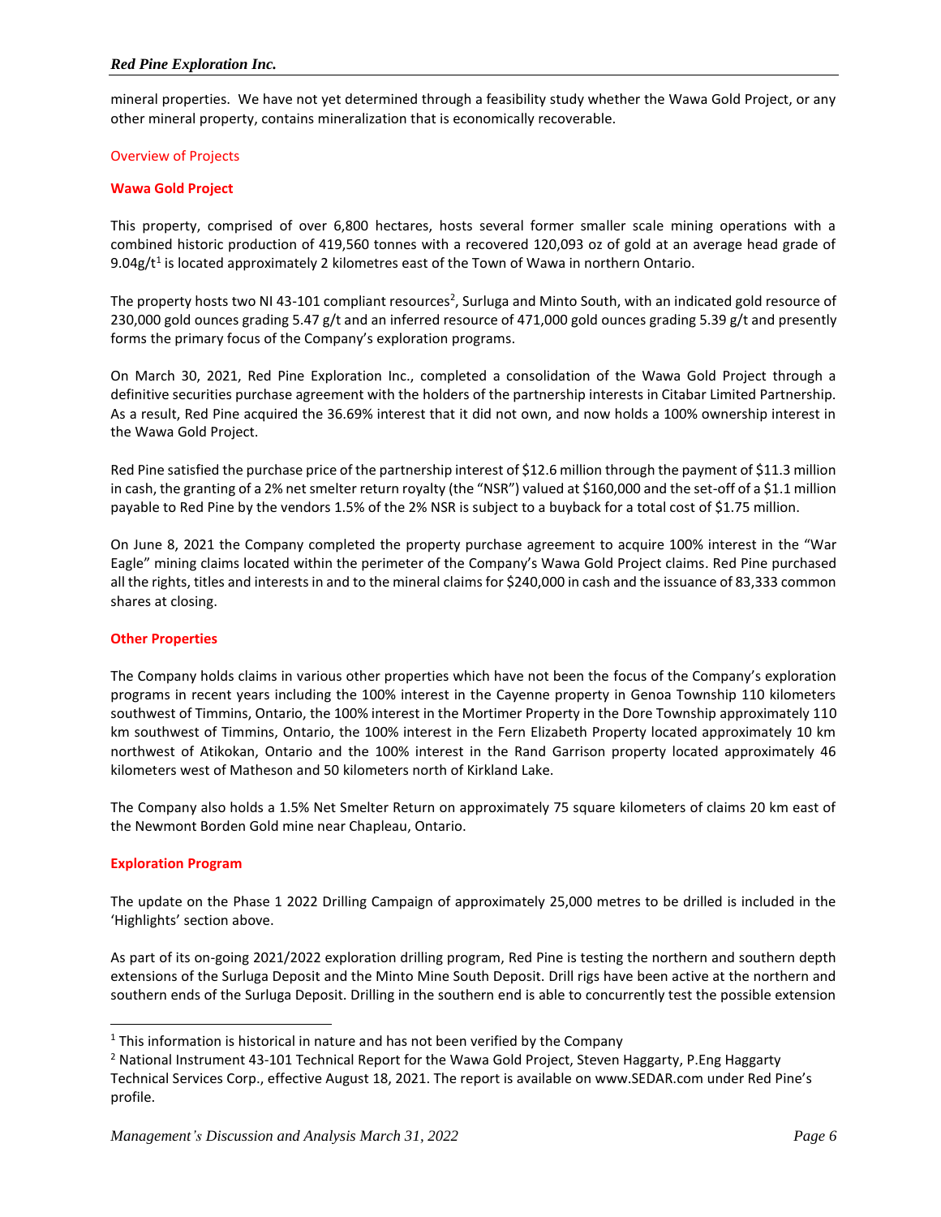mineral properties. We have not yet determined through a feasibility study whether the Wawa Gold Project, or any other mineral property, contains mineralization that is economically recoverable.

## Overview of Projects

### Wawa Gold Project

This property, comprised of over 6,800 hectares, hosts several former smaller scale mining operations with a combined historic production of 419,560 tonnes with a recovered 120,093 oz of gold at an average head grade of 9.04g/t[1] is located approximately 2 kilometres east of the Town of Wawa in northern Ontario.

The property hosts two NI 43-101 compliant resources[2], Surluga and Minto South, with an indicated gold resource of 230,000 gold ounces grading 5.47 g/t and an inferred resource of 471,000 gold ounces grading 5.39 g/t and presently forms the primary focus of the Company's exploration programs.

On March 30, 2021, Red Pine Exploration Inc., completed a consolidation of the Wawa Gold Project through a definitive securities purchase agreement with the holders of the partnership interests in Citabar Limited Partnership. As a result, Red Pine acquired the 36.69% interest that it did not own, and now holds a 100% ownership interest in the Wawa Gold Project.

Red Pine satisfied the purchase price of the partnership interest of $12.6 million through the payment of $11.3 million in cash, the granting of a 2% net smelter return royalty (the "NSR") valued at $160,000 and the set-off of a $1.1 million payable to Red Pine by the vendors 1.5% of the 2% NSR is subject to a buyback for a total cost of $1.75 million.

On June 8, 2021 the Company completed the property purchase agreement to acquire 100% interest in the "War Eagle" mining claims located within the perimeter of the Company's Wawa Gold Project claims. Red Pine purchased all the rights, titles and interests in and to the mineral claims for $240,000 in cash and the issuance of 83,333 common shares at closing.

### Other Properties

The Company holds claims in various other properties which have not been the focus of the Company's exploration programs in recent years including the 100% interest in the Cayenne property in Genoa Township 110 kilometers southwest of Timmins, Ontario, the 100% interest in the Mortimer Property in the Dore Township approximately 110 km southwest of Timmins, Ontario, the 100% interest in the Fern Elizabeth Property located approximately 10 km northwest of Atikokan, Ontario and the 100% interest in the Rand Garrison property located approximately 46 kilometers west of Matheson and 50 kilometers north of Kirkland Lake.

The Company also holds a 1.5% Net Smelter Return on approximately 75 square kilometers of claims 20 km east of the Newmont Borden Gold mine near Chapleau, Ontario.

### Exploration Program

The update on the Phase 1 2022 Drilling Campaign of approximately 25,000 metres to be drilled is included in the 'Highlights' section above.

As part of its on-going 2021/2022 exploration drilling program, Red Pine is testing the northern and southern depth extensions of the Surluga Deposit and the Minto Mine South Deposit. Drill rigs have been active at the northern and southern ends of the Surluga Deposit. Drilling in the southern end is able to concurrently test the possible extension

---

[1] This information is historical in nature and has not been verified by the Company

[2] National Instrument 43-101 Technical Report for the Wawa Gold Project, Steven Haggarty, P.Eng Haggarty Technical Services Corp., effective August 18, 2021. The report is available on www.SEDAR.com under Red Pine's profile.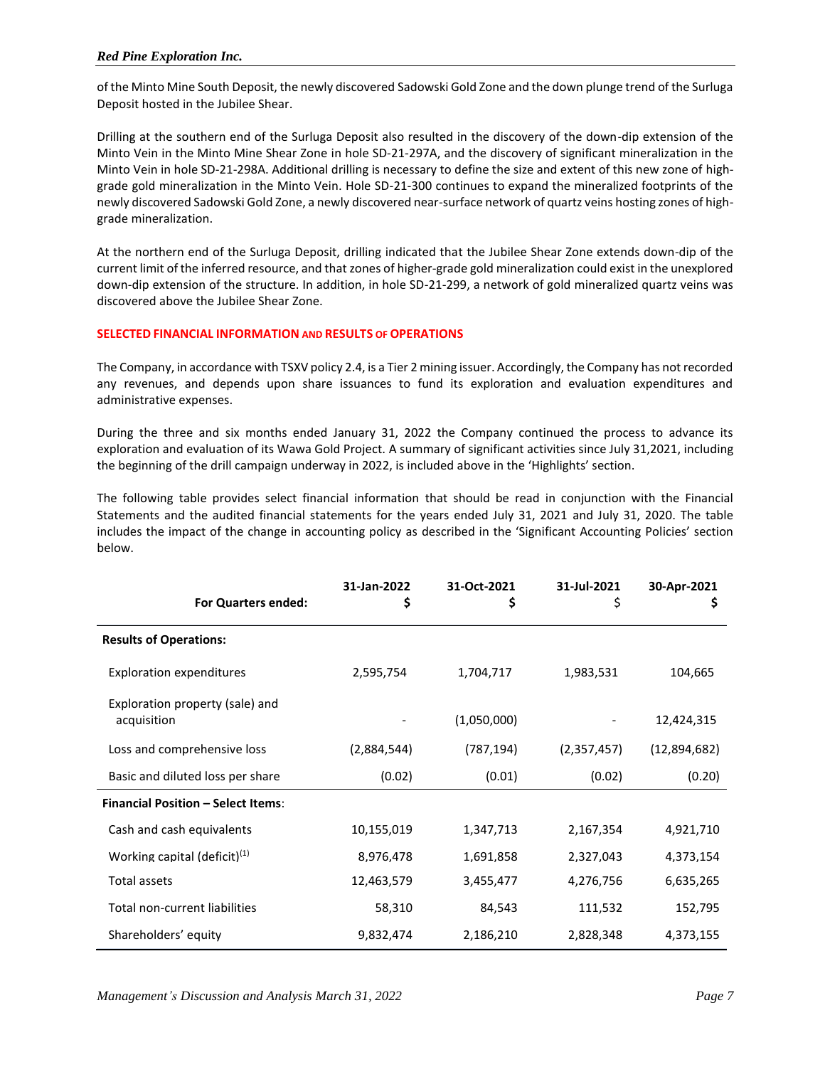of the Minto Mine South Deposit, the newly discovered Sadowski Gold Zone and the down plunge trend of the Surluga Deposit hosted in the Jubilee Shear.

Drilling at the southern end of the Surluga Deposit also resulted in the discovery of the down-dip extension of the Minto Vein in the Minto Mine Shear Zone in hole SD-21-297A, and the discovery of significant mineralization in the Minto Vein in hole SD-21-298A. Additional drilling is necessary to define the size and extent of this new zone of high-grade gold mineralization in the Minto Vein. Hole SD-21-300 continues to expand the mineralized footprints of the newly discovered Sadowski Gold Zone, a newly discovered near-surface network of quartz veins hosting zones of high-grade mineralization.

At the northern end of the Surluga Deposit, drilling indicated that the Jubilee Shear Zone extends down-dip of the current limit of the inferred resource, and that zones of higher-grade gold mineralization could exist in the unexplored down-dip extension of the structure. In addition, in hole SD-21-299, a network of gold mineralized quartz veins was discovered above the Jubilee Shear Zone.

## SELECTED FINANCIAL INFORMATION AND RESULTS OF OPERATIONS

The Company, in accordance with TSXV policy 2.4, is a Tier 2 mining issuer. Accordingly, the Company has not recorded any revenues, and depends upon share issuances to fund its exploration and evaluation expenditures and administrative expenses.

During the three and six months ended January 31, 2022 the Company continued the process to advance its exploration and evaluation of its Wawa Gold Project. A summary of significant activities since July 31,2021, including the beginning of the drill campaign underway in 2022, is included above in the 'Highlights' section.

The following table provides select financial information that should be read in conjunction with the Financial Statements and the audited financial statements for the years ended July 31, 2021 and July 31, 2020. The table includes the impact of the change in accounting policy as described in the 'Significant Accounting Policies' section below.

| For Quarters ended: | 31-Jan-2022 $ | 31-Oct-2021 $ | 31-Jul-2021 $ | 30-Apr-2021 $ |
|---|---|---|---|---|
| **Results of Operations:** | | | | |
| Exploration expenditures | 2,595,754 | 1,704,717 | 1,983,531 | 104,665 |
| Exploration property (sale) and acquisition | - | (1,050,000) | - | 12,424,315 |
| Loss and comprehensive loss | (2,884,544) | (787,194) | (2,357,457) | (12,894,682) |
| Basic and diluted loss per share | (0.02) | (0.01) | (0.02) | (0.20) |
| **Financial Position – Select Items**: | | | | |
| Cash and cash equivalents | 10,155,019 | 1,347,713 | 2,167,354 | 4,921,710 |
| Working capital (deficit)[1] | 8,976,478 | 1,691,858 | 2,327,043 | 4,373,154 |
| Total assets | 12,463,579 | 3,455,477 | 4,276,756 | 6,635,265 |
| Total non-current liabilities | 58,310 | 84,543 | 111,532 | 152,795 |
| Shareholders' equity | 9,832,474 | 2,186,210 | 2,828,348 | 4,373,155 |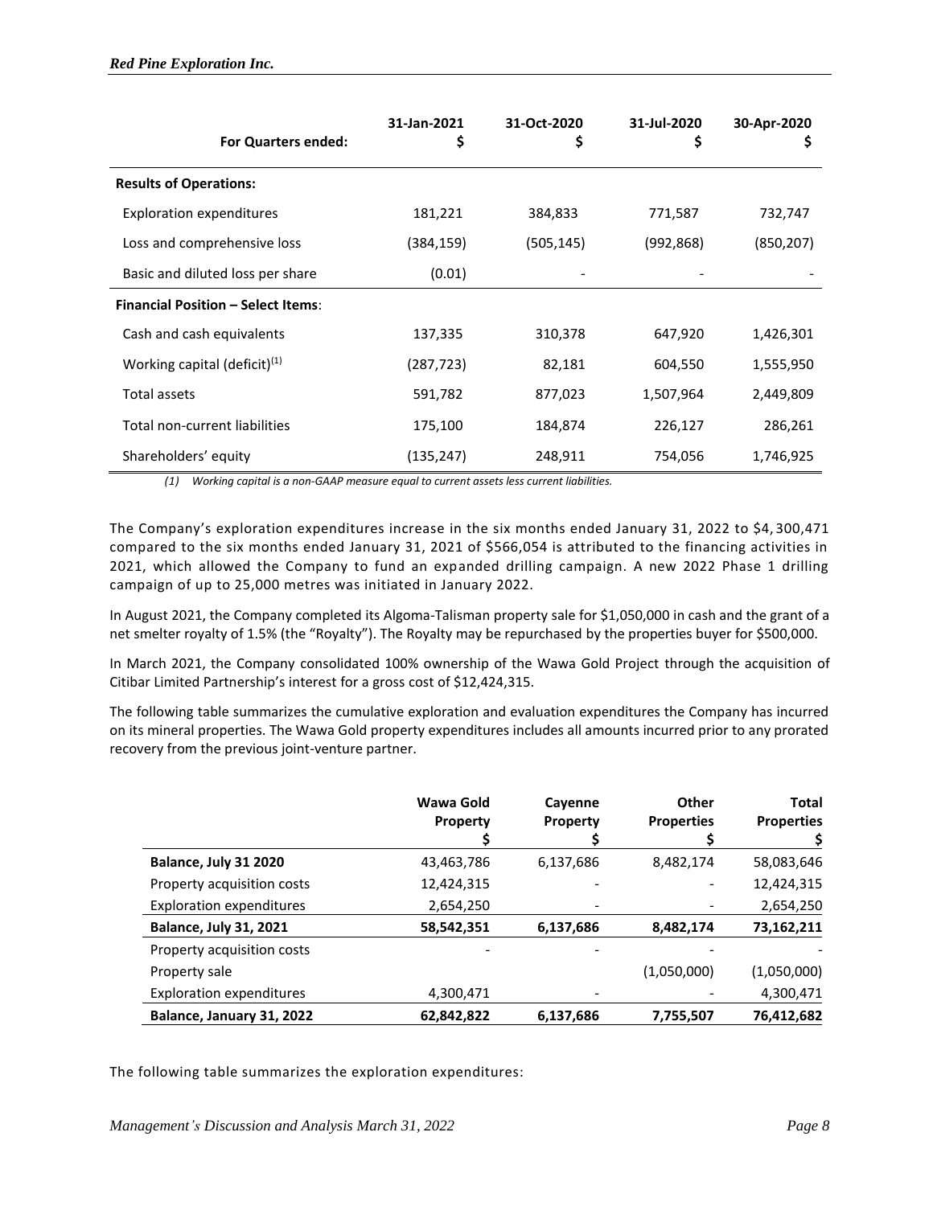| For Quarters ended: | 31-Jan-2021 $ | 31-Oct-2020 $ | 31-Jul-2020 $ | 30-Apr-2020 $ |
|---|---|---|---|---|
| **Results of Operations:** | | | | |
| Exploration expenditures | 181,221 | 384,833 | 771,587 | 732,747 |
| Loss and comprehensive loss | (384,159) | (505,145) | (992,868) | (850,207) |
| Basic and diluted loss per share | (0.01) | - | - | - |
| **Financial Position – Select Items**: | | | | |
| Cash and cash equivalents | 137,335 | 310,378 | 647,920 | 1,426,301 |
| Working capital (deficit)[(1)] | (287,723) | 82,181 | 604,550 | 1,555,950 |
| Total assets | 591,782 | 877,023 | 1,507,964 | 2,449,809 |
| Total non-current liabilities | 175,100 | 184,874 | 226,127 | 286,261 |
| Shareholders' equity | (135,247) | 248,911 | 754,056 | 1,746,925 |

*(1) Working capital is a non-GAAP measure equal to current assets less current liabilities.*

The Company's exploration expenditures increase in the six months ended January 31, 2022 to $4,300,471 compared to the six months ended January 31, 2021 of $566,054 is attributed to the financing activities in 2021, which allowed the Company to fund an expanded drilling campaign. A new 2022 Phase 1 drilling campaign of up to 25,000 metres was initiated in January 2022.

In August 2021, the Company completed its Algoma-Talisman property sale for $1,050,000 in cash and the grant of a net smelter royalty of 1.5% (the "Royalty"). The Royalty may be repurchased by the properties buyer for $500,000.

In March 2021, the Company consolidated 100% ownership of the Wawa Gold Project through the acquisition of Citibar Limited Partnership's interest for a gross cost of $12,424,315.

The following table summarizes the cumulative exploration and evaluation expenditures the Company has incurred on its mineral properties. The Wawa Gold property expenditures includes all amounts incurred prior to any prorated recovery from the previous joint-venture partner.

| | Wawa Gold Property $ | Cayenne Property $ | Other Properties $ | Total Properties $ |
|---|---|---|---|---|
| **Balance, July 31 2020** | 43,463,786 | 6,137,686 | 8,482,174 | 58,083,646 |
| Property acquisition costs | 12,424,315 | - | - | 12,424,315 |
| Exploration expenditures | 2,654,250 | - | - | 2,654,250 |
| **Balance, July 31, 2021** | **58,542,351** | **6,137,686** | **8,482,174** | **73,162,211** |
| Property acquisition costs | - | - | - | - |
| Property sale | | | (1,050,000) | (1,050,000) |
| Exploration expenditures | 4,300,471 | - | - | 4,300,471 |
| **Balance, January 31, 2022** | **62,842,822** | **6,137,686** | **7,755,507** | **76,412,682** |

The following table summarizes the exploration expenditures: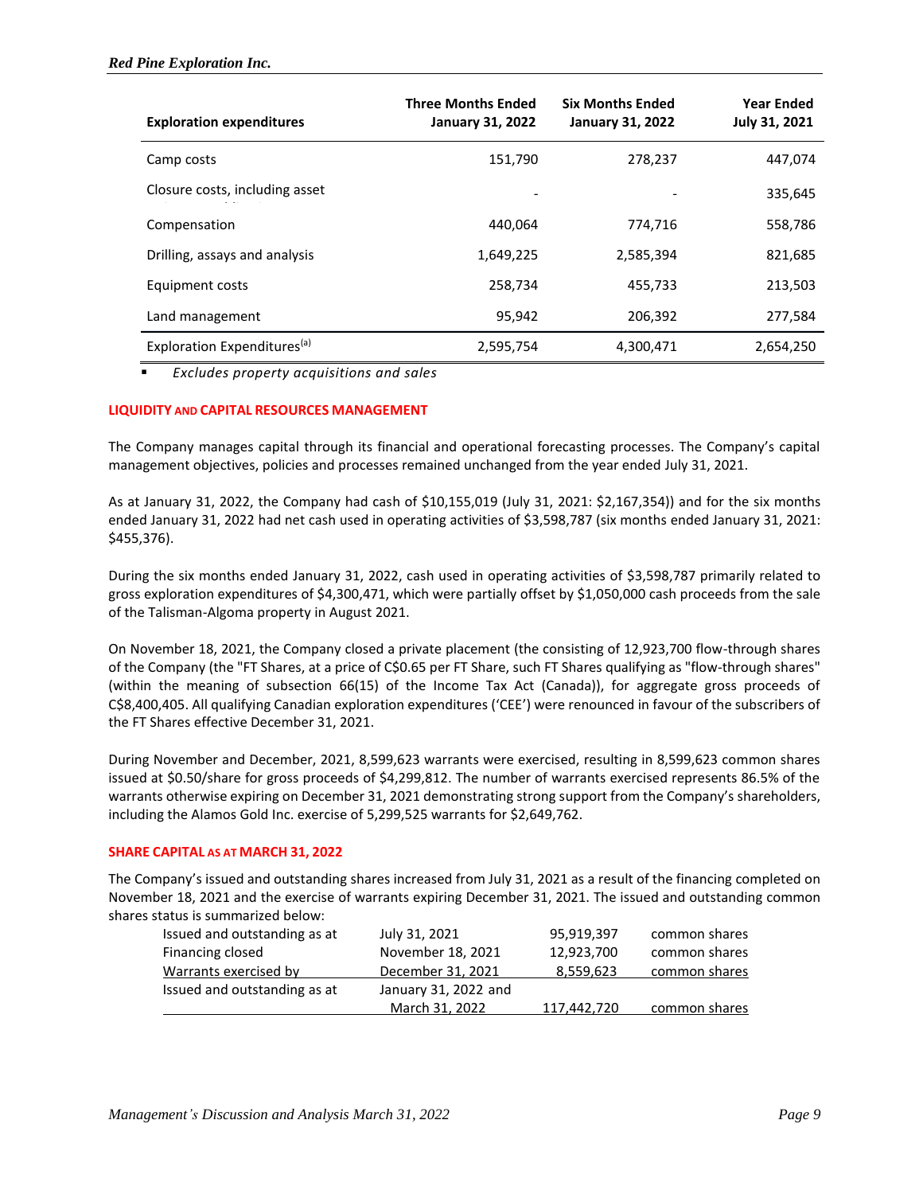| Exploration expenditures | Three Months Ended January 31, 2022 | Six Months Ended January 31, 2022 | Year Ended July 31, 2021 |
|---|---|---|---|
| Camp costs | 151,790 | 278,237 | 447,074 |
| Closure costs, including asset | - | - | 335,645 |
| Compensation | 440,064 | 774,716 | 558,786 |
| Drilling, assays and analysis | 1,649,225 | 2,585,394 | 821,685 |
| Equipment costs | 258,734 | 455,733 | 213,503 |
| Land management | 95,942 | 206,392 | 277,584 |
| Exploration Expenditures[(a)] | 2,595,754 | 4,300,471 | 2,654,250 |

- *Excludes property acquisitions and sales*

## LIQUIDITY AND CAPITAL RESOURCES MANAGEMENT

The Company manages capital through its financial and operational forecasting processes. The Company's capital management objectives, policies and processes remained unchanged from the year ended July 31, 2021.

As at January 31, 2022, the Company had cash of $10,155,019 (July 31, 2021: $2,167,354)) and for the six months ended January 31, 2022 had net cash used in operating activities of $3,598,787 (six months ended January 31, 2021: $455,376).

During the six months ended January 31, 2022, cash used in operating activities of $3,598,787 primarily related to gross exploration expenditures of $4,300,471, which were partially offset by $1,050,000 cash proceeds from the sale of the Talisman-Algoma property in August 2021.

On November 18, 2021, the Company closed a private placement (the consisting of 12,923,700 flow-through shares of the Company (the "FT Shares, at a price of C$0.65 per FT Share, such FT Shares qualifying as "flow-through shares" (within the meaning of subsection 66(15) of the Income Tax Act (Canada)), for aggregate gross proceeds of C$8,400,405. All qualifying Canadian exploration expenditures ('CEE') were renounced in favour of the subscribers of the FT Shares effective December 31, 2021.

During November and December, 2021, 8,599,623 warrants were exercised, resulting in 8,599,623 common shares issued at $0.50/share for gross proceeds of $4,299,812. The number of warrants exercised represents 86.5% of the warrants otherwise expiring on December 31, 2021 demonstrating strong support from the Company's shareholders, including the Alamos Gold Inc. exercise of 5,299,525 warrants for $2,649,762.

## SHARE CAPITAL AS AT MARCH 31, 2022

The Company's issued and outstanding shares increased from July 31, 2021 as a result of the financing completed on November 18, 2021 and the exercise of warrants expiring December 31, 2021. The issued and outstanding common shares status is summarized below:

| | | | |
|---|---|---|---|
| Issued and outstanding as at | July 31, 2021 | 95,919,397 | common shares |
| Financing closed | November 18, 2021 | 12,923,700 | common shares |
| Warrants exercised by | December 31, 2021 | 8,559,623 | common shares |
| Issued and outstanding as at | January 31, 2022 and March 31, 2022 | 117,442,720 | common shares |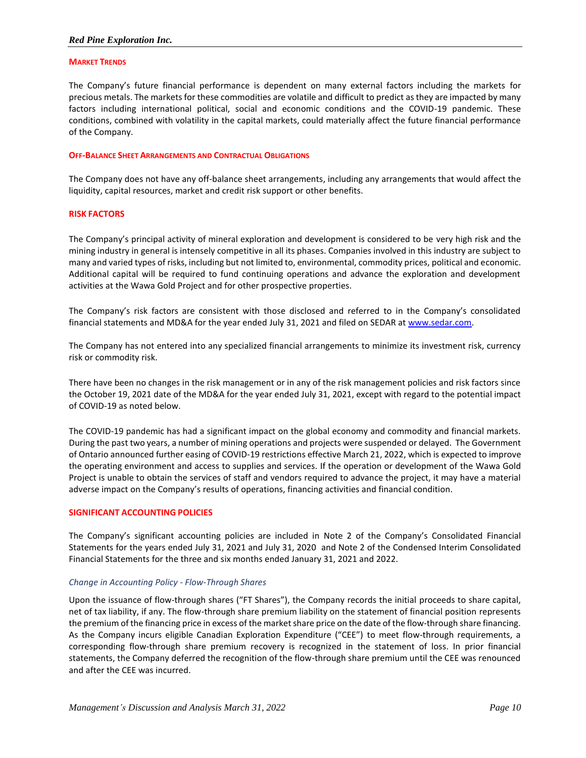## MARKET TRENDS

The Company's future financial performance is dependent on many external factors including the markets for precious metals. The markets for these commodities are volatile and difficult to predict as they are impacted by many factors including international political, social and economic conditions and the COVID-19 pandemic. These conditions, combined with volatility in the capital markets, could materially affect the future financial performance of the Company.

## OFF-BALANCE SHEET ARRANGEMENTS AND CONTRACTUAL OBLIGATIONS

The Company does not have any off-balance sheet arrangements, including any arrangements that would affect the liquidity, capital resources, market and credit risk support or other benefits.

## RISK FACTORS

The Company's principal activity of mineral exploration and development is considered to be very high risk and the mining industry in general is intensely competitive in all its phases. Companies involved in this industry are subject to many and varied types of risks, including but not limited to, environmental, commodity prices, political and economic. Additional capital will be required to fund continuing operations and advance the exploration and development activities at the Wawa Gold Project and for other prospective properties.

The Company's risk factors are consistent with those disclosed and referred to in the Company's consolidated financial statements and MD&A for the year ended July 31, 2021 and filed on SEDAR at www.sedar.com.

The Company has not entered into any specialized financial arrangements to minimize its investment risk, currency risk or commodity risk.

There have been no changes in the risk management or in any of the risk management policies and risk factors since the October 19, 2021 date of the MD&A for the year ended July 31, 2021, except with regard to the potential impact of COVID-19 as noted below.

The COVID-19 pandemic has had a significant impact on the global economy and commodity and financial markets. During the past two years, a number of mining operations and projects were suspended or delayed. The Government of Ontario announced further easing of COVID-19 restrictions effective March 21, 2022, which is expected to improve the operating environment and access to supplies and services. If the operation or development of the Wawa Gold Project is unable to obtain the services of staff and vendors required to advance the project, it may have a material adverse impact on the Company's results of operations, financing activities and financial condition.

## SIGNIFICANT ACCOUNTING POLICIES

The Company's significant accounting policies are included in Note 2 of the Company's Consolidated Financial Statements for the years ended July 31, 2021 and July 31, 2020 and Note 2 of the Condensed Interim Consolidated Financial Statements for the three and six months ended January 31, 2021 and 2022.

### *Change in Accounting Policy - Flow-Through Shares*

Upon the issuance of flow-through shares ("FT Shares"), the Company records the initial proceeds to share capital, net of tax liability, if any. The flow-through share premium liability on the statement of financial position represents the premium of the financing price in excess of the market share price on the date of the flow-through share financing. As the Company incurs eligible Canadian Exploration Expenditure ("CEE") to meet flow-through requirements, a corresponding flow-through share premium recovery is recognized in the statement of loss. In prior financial statements, the Company deferred the recognition of the flow-through share premium until the CEE was renounced and after the CEE was incurred.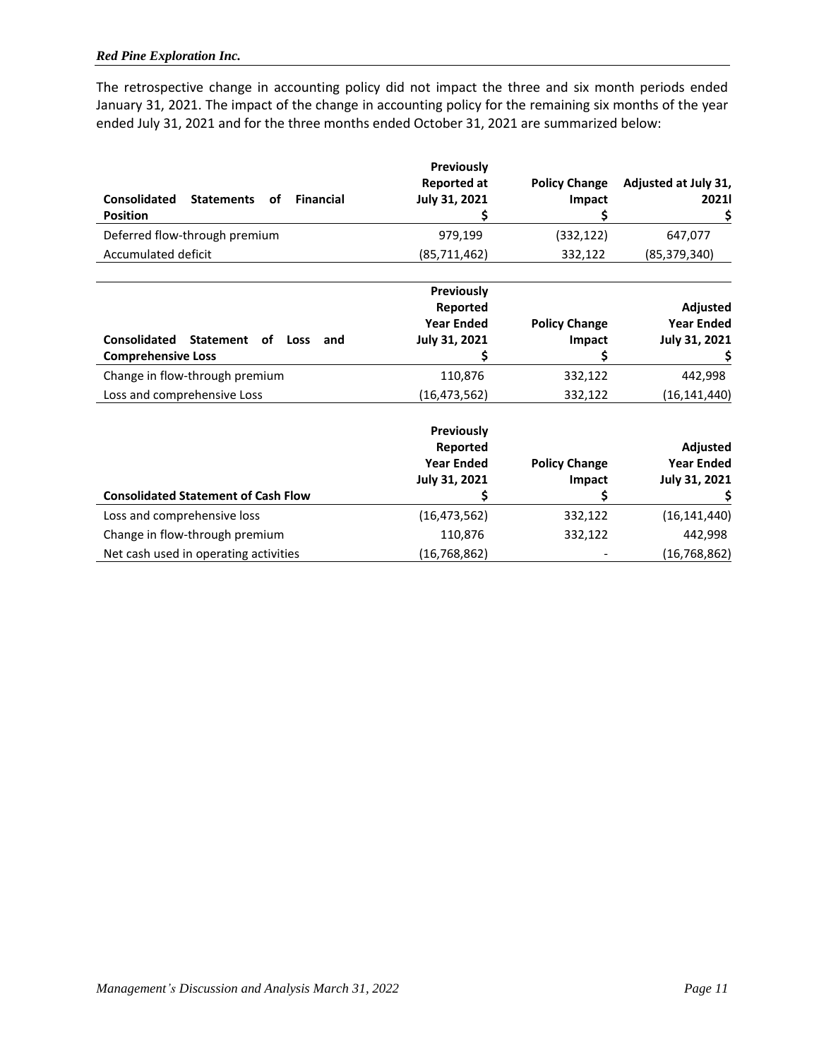The retrospective change in accounting policy did not impact the three and six month periods ended January 31, 2021. The impact of the change in accounting policy for the remaining six months of the year ended July 31, 2021 and for the three months ended October 31, 2021 are summarized below:

| **Consolidated Statements of Financial Position** | **Previously Reported at July 31, 2021 $** | **Policy Change Impact $** | **Adjusted at July 31, 2021l $** |
|---|---|---|---|
| Deferred flow-through premium | 979,199 | (332,122) | 647,077 |
| Accumulated deficit | (85,711,462) | 332,122 | (85,379,340) |

| **Consolidated Statement of Loss and Comprehensive Loss** | **Previously Reported Year Ended July 31, 2021 $** | **Policy Change Impact $** | **Adjusted Year Ended July 31, 2021 $** |
|---|---|---|---|
| Change in flow-through premium | 110,876 | 332,122 | 442,998 |
| Loss and comprehensive Loss | (16,473,562) | 332,122 | (16,141,440) |

| **Consolidated Statement of Cash Flow** | **Previously Reported Year Ended July 31, 2021 $** | **Policy Change Impact $** | **Adjusted Year Ended July 31, 2021 $** |
|---|---|---|---|
| Loss and comprehensive loss | (16,473,562) | 332,122 | (16,141,440) |
| Change in flow-through premium | 110,876 | 332,122 | 442,998 |
| Net cash used in operating activities | (16,768,862) | - | (16,768,862) |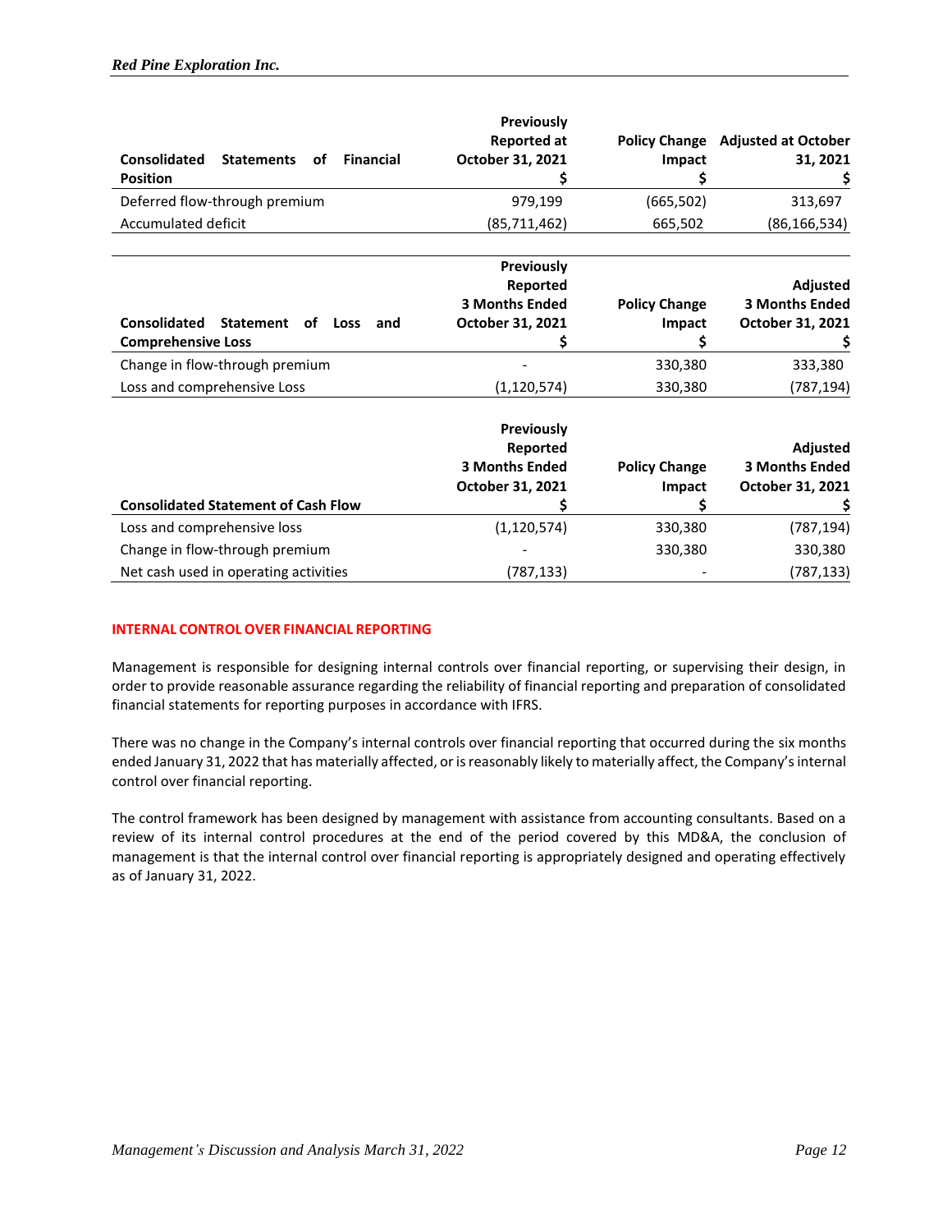| Consolidated Statements of Financial Position | Previously Reported at October 31, 2021 $ | Policy Change Impact $ | Adjusted at October 31, 2021 $ |
|---|---|---|---|
| Deferred flow-through premium | 979,199 | (665,502) | 313,697 |
| Accumulated deficit | (85,711,462) | 665,502 | (86,166,534) |

| Consolidated Statement of Loss and Comprehensive Loss | Previously Reported 3 Months Ended October 31, 2021 $ | Policy Change Impact $ | Adjusted 3 Months Ended October 31, 2021 $ |
|---|---|---|---|
| Change in flow-through premium | - | 330,380 | 333,380 |
| Loss and comprehensive Loss | (1,120,574) | 330,380 | (787,194) |

| Consolidated Statement of Cash Flow | Previously Reported 3 Months Ended October 31, 2021 $ | Policy Change Impact $ | Adjusted 3 Months Ended October 31, 2021 $ |
|---|---|---|---|
| Loss and comprehensive loss | (1,120,574) | 330,380 | (787,194) |
| Change in flow-through premium | - | 330,380 | 330,380 |
| Net cash used in operating activities | (787,133) | - | (787,133) |

## INTERNAL CONTROL OVER FINANCIAL REPORTING

Management is responsible for designing internal controls over financial reporting, or supervising their design, in order to provide reasonable assurance regarding the reliability of financial reporting and preparation of consolidated financial statements for reporting purposes in accordance with IFRS.

There was no change in the Company's internal controls over financial reporting that occurred during the six months ended January 31, 2022 that has materially affected, or is reasonably likely to materially affect, the Company's internal control over financial reporting.

The control framework has been designed by management with assistance from accounting consultants. Based on a review of its internal control procedures at the end of the period covered by this MD&A, the conclusion of management is that the internal control over financial reporting is appropriately designed and operating effectively as of January 31, 2022.